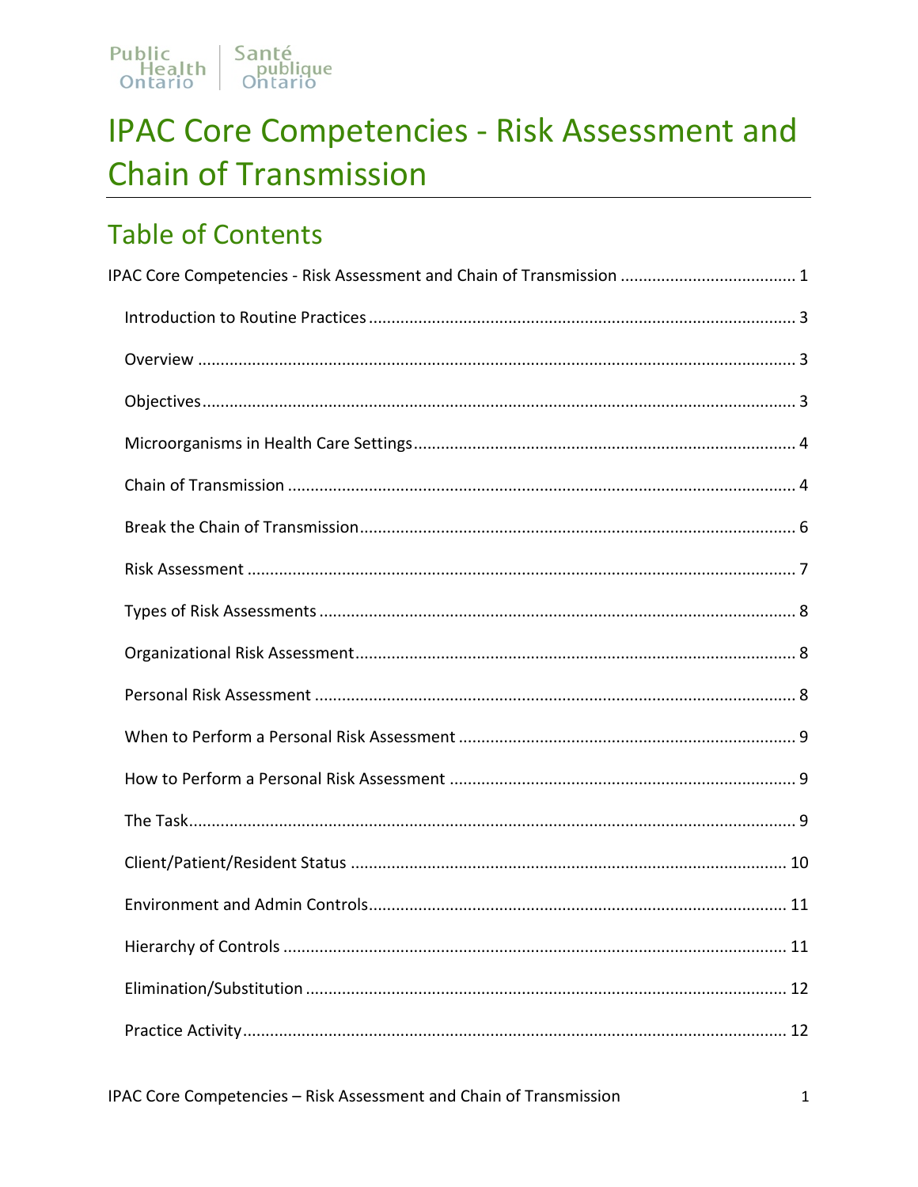Public Health Ontario | Santé publique Ontario

# IPAC Core Competencies - Risk Assessment and Chain of Transmission

## Table of Contents

IPAC Core Competencies - Risk Assessment and Chain of Transmission ....................................... 1

- Introduction to Routine Practices ............................................................................................ 3
- Overview .................................................................................................................................. 3
- Objectives ................................................................................................................................ 3
- Microorganisms in Health Care Settings .................................................................................. 4
- Chain of Transmission ............................................................................................................... 4
- Break the Chain of Transmission ............................................................................................... 6
- Risk Assessment ....................................................................................................................... 7
- Types of Risk Assessments ....................................................................................................... 8
- Organizational Risk Assessment ............................................................................................... 8
- Personal Risk Assessment ......................................................................................................... 8
- When to Perform a Personal Risk Assessment ......................................................................... 9
- How to Perform a Personal Risk Assessment ........................................................................... 9
- The Task .................................................................................................................................... 9
- Client/Patient/Resident Status ............................................................................................... 10
- Environment and Admin Controls ........................................................................................... 11
- Hierarchy of Controls ............................................................................................................. 11
- Elimination/Substitution ........................................................................................................ 12
- Practice Activity ...................................................................................................................... 12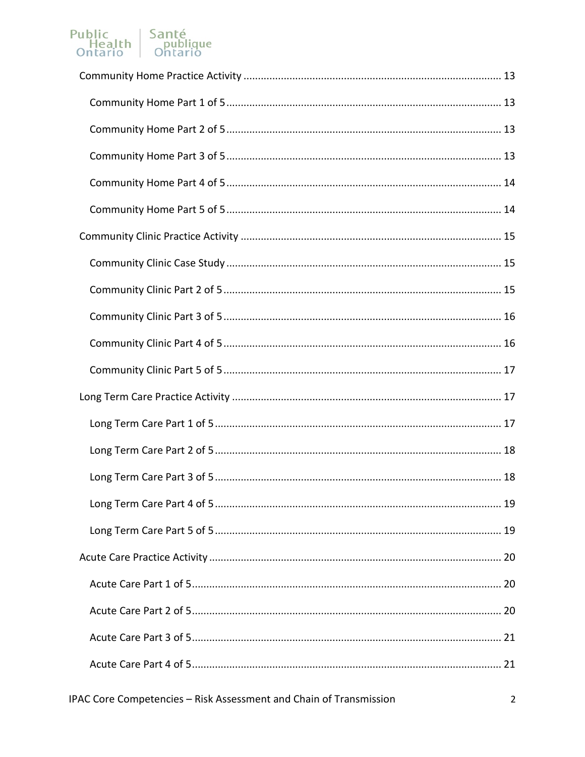Community Home Practice Activity ........................................................................................ 13

Community Home Part 1 of 5 .............................................................................................. 13

Community Home Part 2 of 5 .............................................................................................. 13

Community Home Part 3 of 5 .............................................................................................. 13

Community Home Part 4 of 5 .............................................................................................. 14

Community Home Part 5 of 5 .............................................................................................. 14

Community Clinic Practice Activity ......................................................................................... 15

Community Clinic Case Study ............................................................................................... 15

Community Clinic Part 2 of 5 ............................................................................................... 15

Community Clinic Part 3 of 5 ............................................................................................... 16

Community Clinic Part 4 of 5 ............................................................................................... 16

Community Clinic Part 5 of 5 ............................................................................................... 17

Long Term Care Practice Activity ............................................................................................ 17

Long Term Care Part 1 of 5 .................................................................................................. 17

Long Term Care Part 2 of 5 .................................................................................................. 18

Long Term Care Part 3 of 5 .................................................................................................. 18

Long Term Care Part 4 of 5 .................................................................................................. 19

Long Term Care Part 5 of 5 .................................................................................................. 19

Acute Care Practice Activity .................................................................................................... 20

Acute Care Part 1 of 5 .......................................................................................................... 20

Acute Care Part 2 of 5 .......................................................................................................... 20

Acute Care Part 3 of 5 .......................................................................................................... 21

Acute Care Part 4 of 5 .......................................................................................................... 21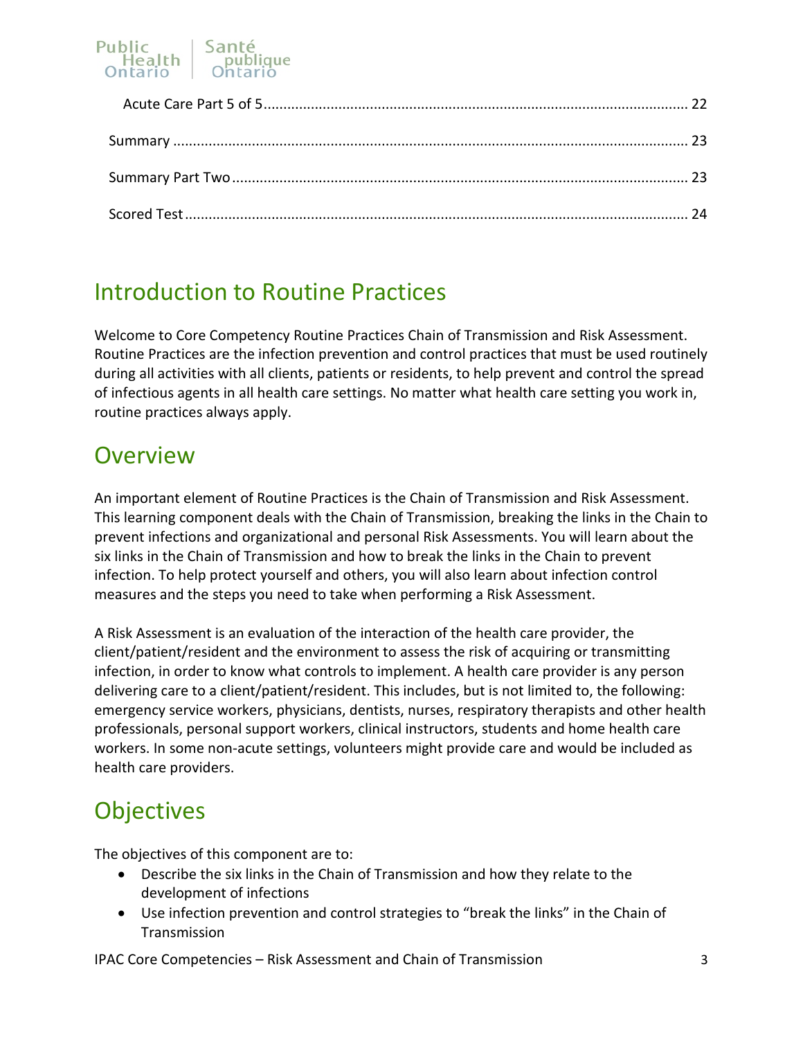Acute Care Part 5 of 5 ........................................................................................................ 22

Summary ................................................................................................................................ 23

Summary Part Two ............................................................................................................... 23

Scored Test ............................................................................................................................ 24

## Introduction to Routine Practices

Welcome to Core Competency Routine Practices Chain of Transmission and Risk Assessment. Routine Practices are the infection prevention and control practices that must be used routinely during all activities with all clients, patients or residents, to help prevent and control the spread of infectious agents in all health care settings. No matter what health care setting you work in, routine practices always apply.

## Overview

An important element of Routine Practices is the Chain of Transmission and Risk Assessment. This learning component deals with the Chain of Transmission, breaking the links in the Chain to prevent infections and organizational and personal Risk Assessments. You will learn about the six links in the Chain of Transmission and how to break the links in the Chain to prevent infection. To help protect yourself and others, you will also learn about infection control measures and the steps you need to take when performing a Risk Assessment.

A Risk Assessment is an evaluation of the interaction of the health care provider, the client/patient/resident and the environment to assess the risk of acquiring or transmitting infection, in order to know what controls to implement. A health care provider is any person delivering care to a client/patient/resident. This includes, but is not limited to, the following: emergency service workers, physicians, dentists, nurses, respiratory therapists and other health professionals, personal support workers, clinical instructors, students and home health care workers. In some non-acute settings, volunteers might provide care and would be included as health care providers.

## Objectives

The objectives of this component are to:

- Describe the six links in the Chain of Transmission and how they relate to the development of infections
- Use infection prevention and control strategies to "break the links" in the Chain of Transmission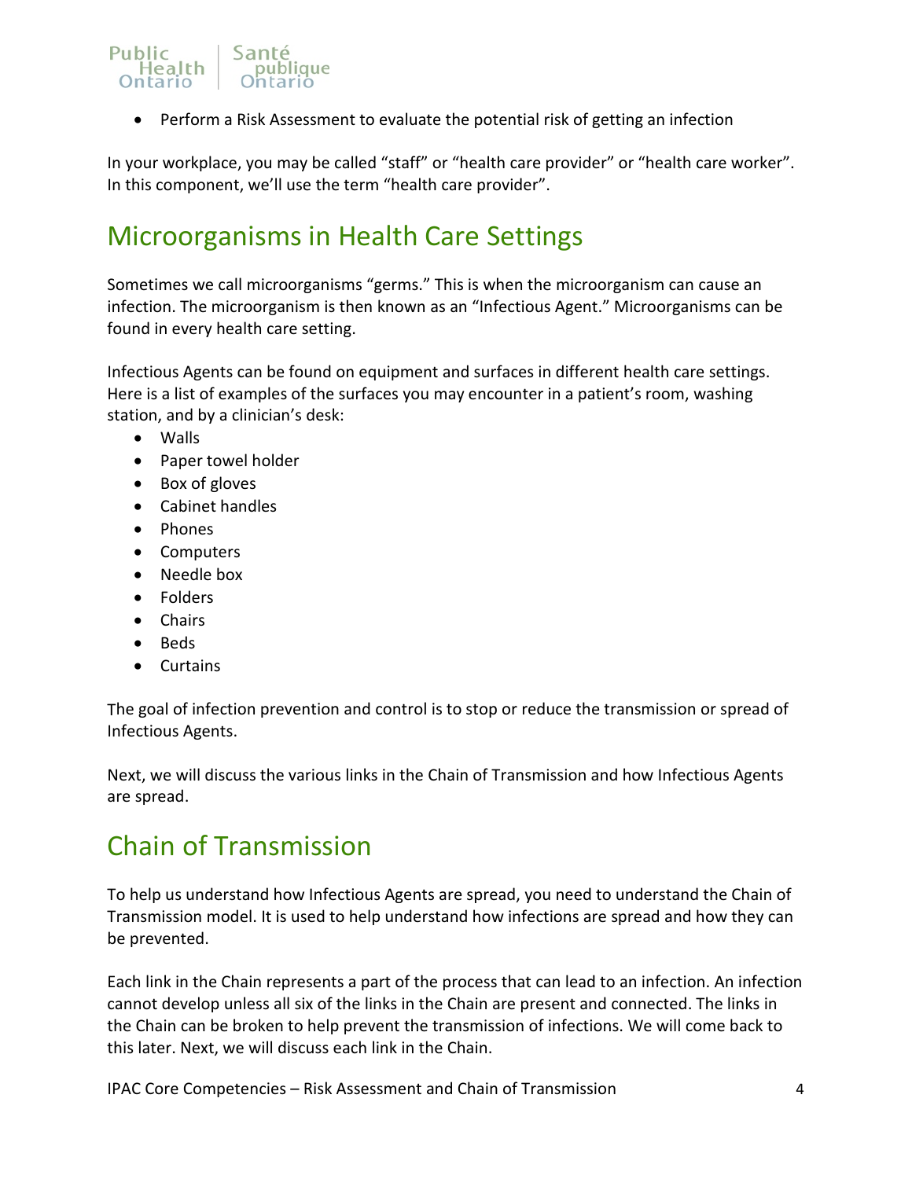- Perform a Risk Assessment to evaluate the potential risk of getting an infection

In your workplace, you may be called “staff” or “health care provider” or “health care worker”. In this component, we’ll use the term “health care provider”.

## Microorganisms in Health Care Settings

Sometimes we call microorganisms “germs.” This is when the microorganism can cause an infection. The microorganism is then known as an “Infectious Agent.” Microorganisms can be found in every health care setting.

Infectious Agents can be found on equipment and surfaces in different health care settings. Here is a list of examples of the surfaces you may encounter in a patient’s room, washing station, and by a clinician’s desk:

- Walls
- Paper towel holder
- Box of gloves
- Cabinet handles
- Phones
- Computers
- Needle box
- Folders
- Chairs
- Beds
- Curtains

The goal of infection prevention and control is to stop or reduce the transmission or spread of Infectious Agents.

Next, we will discuss the various links in the Chain of Transmission and how Infectious Agents are spread.

## Chain of Transmission

To help us understand how Infectious Agents are spread, you need to understand the Chain of Transmission model. It is used to help understand how infections are spread and how they can be prevented.

Each link in the Chain represents a part of the process that can lead to an infection. An infection cannot develop unless all six of the links in the Chain are present and connected. The links in the Chain can be broken to help prevent the transmission of infections. We will come back to this later. Next, we will discuss each link in the Chain.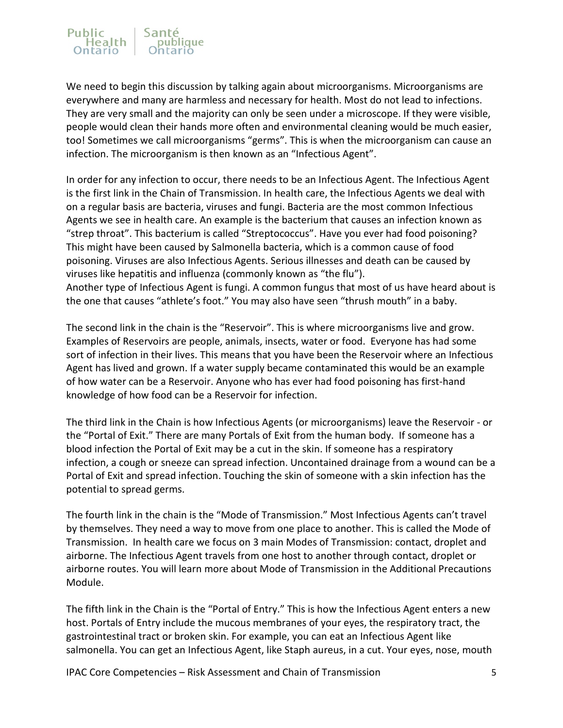We need to begin this discussion by talking again about microorganisms. Microorganisms are everywhere and many are harmless and necessary for health. Most do not lead to infections. They are very small and the majority can only be seen under a microscope. If they were visible, people would clean their hands more often and environmental cleaning would be much easier, too! Sometimes we call microorganisms "germs". This is when the microorganism can cause an infection. The microorganism is then known as an "Infectious Agent".

In order for any infection to occur, there needs to be an Infectious Agent. The Infectious Agent is the first link in the Chain of Transmission. In health care, the Infectious Agents we deal with on a regular basis are bacteria, viruses and fungi. Bacteria are the most common Infectious Agents we see in health care. An example is the bacterium that causes an infection known as "strep throat". This bacterium is called "Streptococcus". Have you ever had food poisoning? This might have been caused by Salmonella bacteria, which is a common cause of food poisoning. Viruses are also Infectious Agents. Serious illnesses and death can be caused by viruses like hepatitis and influenza (commonly known as "the flu").
Another type of Infectious Agent is fungi. A common fungus that most of us have heard about is the one that causes "athlete's foot." You may also have seen "thrush mouth" in a baby.

The second link in the chain is the "Reservoir". This is where microorganisms live and grow. Examples of Reservoirs are people, animals, insects, water or food. Everyone has had some sort of infection in their lives. This means that you have been the Reservoir where an Infectious Agent has lived and grown. If a water supply became contaminated this would be an example of how water can be a Reservoir. Anyone who has ever had food poisoning has first-hand knowledge of how food can be a Reservoir for infection.

The third link in the Chain is how Infectious Agents (or microorganisms) leave the Reservoir - or the "Portal of Exit." There are many Portals of Exit from the human body. If someone has a blood infection the Portal of Exit may be a cut in the skin. If someone has a respiratory infection, a cough or sneeze can spread infection. Uncontained drainage from a wound can be a Portal of Exit and spread infection. Touching the skin of someone with a skin infection has the potential to spread germs.

The fourth link in the chain is the "Mode of Transmission." Most Infectious Agents can't travel by themselves. They need a way to move from one place to another. This is called the Mode of Transmission. In health care we focus on 3 main Modes of Transmission: contact, droplet and airborne. The Infectious Agent travels from one host to another through contact, droplet or airborne routes. You will learn more about Mode of Transmission in the Additional Precautions Module.

The fifth link in the Chain is the "Portal of Entry." This is how the Infectious Agent enters a new host. Portals of Entry include the mucous membranes of your eyes, the respiratory tract, the gastrointestinal tract or broken skin. For example, you can eat an Infectious Agent like salmonella. You can get an Infectious Agent, like Staph aureus, in a cut. Your eyes, nose, mouth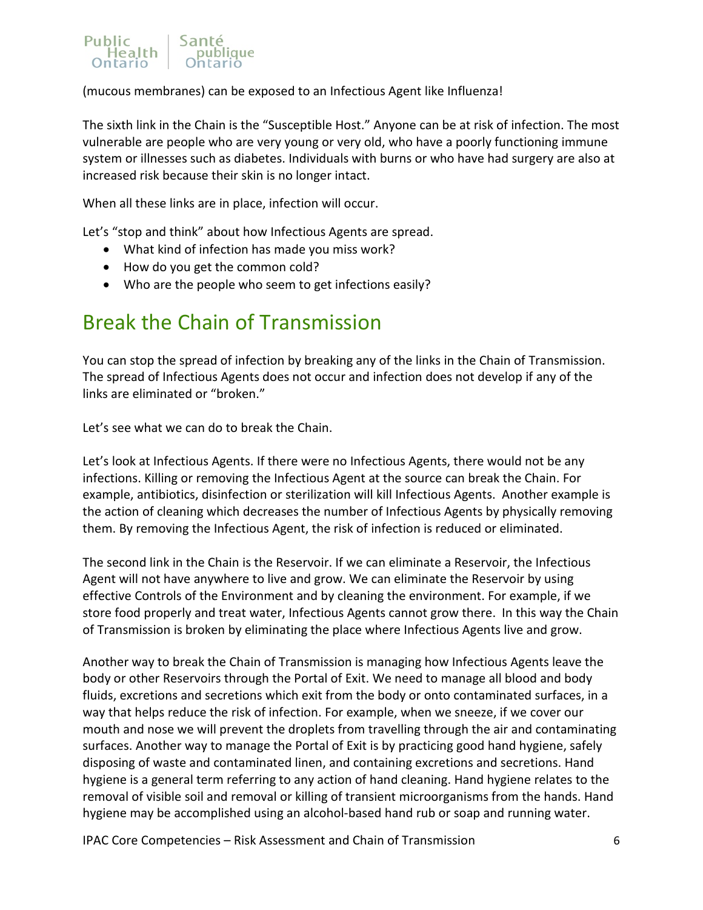(mucous membranes) can be exposed to an Infectious Agent like Influenza!

The sixth link in the Chain is the "Susceptible Host." Anyone can be at risk of infection. The most vulnerable are people who are very young or very old, who have a poorly functioning immune system or illnesses such as diabetes. Individuals with burns or who have had surgery are also at increased risk because their skin is no longer intact.

When all these links are in place, infection will occur.

Let's "stop and think" about how Infectious Agents are spread.

- What kind of infection has made you miss work?
- How do you get the common cold?
- Who are the people who seem to get infections easily?

## Break the Chain of Transmission

You can stop the spread of infection by breaking any of the links in the Chain of Transmission. The spread of Infectious Agents does not occur and infection does not develop if any of the links are eliminated or "broken."

Let's see what we can do to break the Chain.

Let's look at Infectious Agents. If there were no Infectious Agents, there would not be any infections. Killing or removing the Infectious Agent at the source can break the Chain. For example, antibiotics, disinfection or sterilization will kill Infectious Agents. Another example is the action of cleaning which decreases the number of Infectious Agents by physically removing them. By removing the Infectious Agent, the risk of infection is reduced or eliminated.

The second link in the Chain is the Reservoir. If we can eliminate a Reservoir, the Infectious Agent will not have anywhere to live and grow. We can eliminate the Reservoir by using effective Controls of the Environment and by cleaning the environment. For example, if we store food properly and treat water, Infectious Agents cannot grow there. In this way the Chain of Transmission is broken by eliminating the place where Infectious Agents live and grow.

Another way to break the Chain of Transmission is managing how Infectious Agents leave the body or other Reservoirs through the Portal of Exit. We need to manage all blood and body fluids, excretions and secretions which exit from the body or onto contaminated surfaces, in a way that helps reduce the risk of infection. For example, when we sneeze, if we cover our mouth and nose we will prevent the droplets from travelling through the air and contaminating surfaces. Another way to manage the Portal of Exit is by practicing good hand hygiene, safely disposing of waste and contaminated linen, and containing excretions and secretions. Hand hygiene is a general term referring to any action of hand cleaning. Hand hygiene relates to the removal of visible soil and removal or killing of transient microorganisms from the hands. Hand hygiene may be accomplished using an alcohol-based hand rub or soap and running water.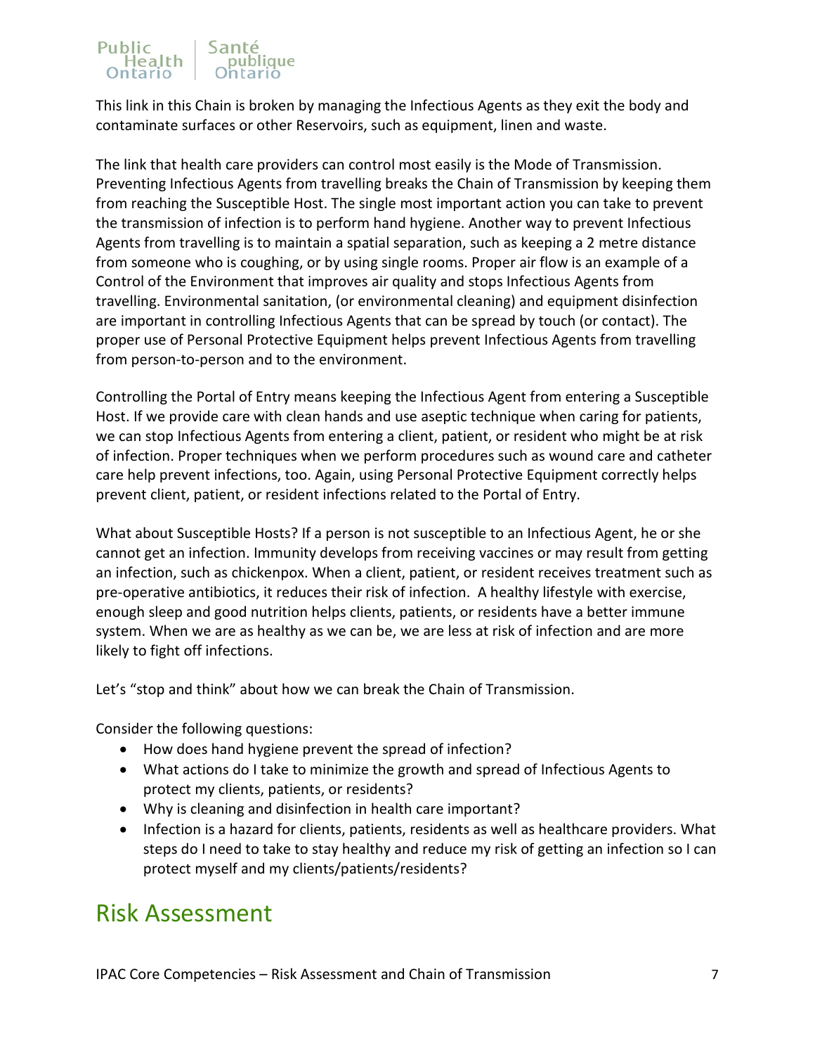This link in this Chain is broken by managing the Infectious Agents as they exit the body and contaminate surfaces or other Reservoirs, such as equipment, linen and waste.

The link that health care providers can control most easily is the Mode of Transmission. Preventing Infectious Agents from travelling breaks the Chain of Transmission by keeping them from reaching the Susceptible Host. The single most important action you can take to prevent the transmission of infection is to perform hand hygiene. Another way to prevent Infectious Agents from travelling is to maintain a spatial separation, such as keeping a 2 metre distance from someone who is coughing, or by using single rooms. Proper air flow is an example of a Control of the Environment that improves air quality and stops Infectious Agents from travelling. Environmental sanitation, (or environmental cleaning) and equipment disinfection are important in controlling Infectious Agents that can be spread by touch (or contact). The proper use of Personal Protective Equipment helps prevent Infectious Agents from travelling from person-to-person and to the environment.

Controlling the Portal of Entry means keeping the Infectious Agent from entering a Susceptible Host. If we provide care with clean hands and use aseptic technique when caring for patients, we can stop Infectious Agents from entering a client, patient, or resident who might be at risk of infection. Proper techniques when we perform procedures such as wound care and catheter care help prevent infections, too. Again, using Personal Protective Equipment correctly helps prevent client, patient, or resident infections related to the Portal of Entry.

What about Susceptible Hosts? If a person is not susceptible to an Infectious Agent, he or she cannot get an infection. Immunity develops from receiving vaccines or may result from getting an infection, such as chickenpox. When a client, patient, or resident receives treatment such as pre-operative antibiotics, it reduces their risk of infection. A healthy lifestyle with exercise, enough sleep and good nutrition helps clients, patients, or residents have a better immune system. When we are as healthy as we can be, we are less at risk of infection and are more likely to fight off infections.

Let's "stop and think" about how we can break the Chain of Transmission.

Consider the following questions:

- How does hand hygiene prevent the spread of infection?
- What actions do I take to minimize the growth and spread of Infectious Agents to protect my clients, patients, or residents?
- Why is cleaning and disinfection in health care important?
- Infection is a hazard for clients, patients, residents as well as healthcare providers. What steps do I need to take to stay healthy and reduce my risk of getting an infection so I can protect myself and my clients/patients/residents?

## Risk Assessment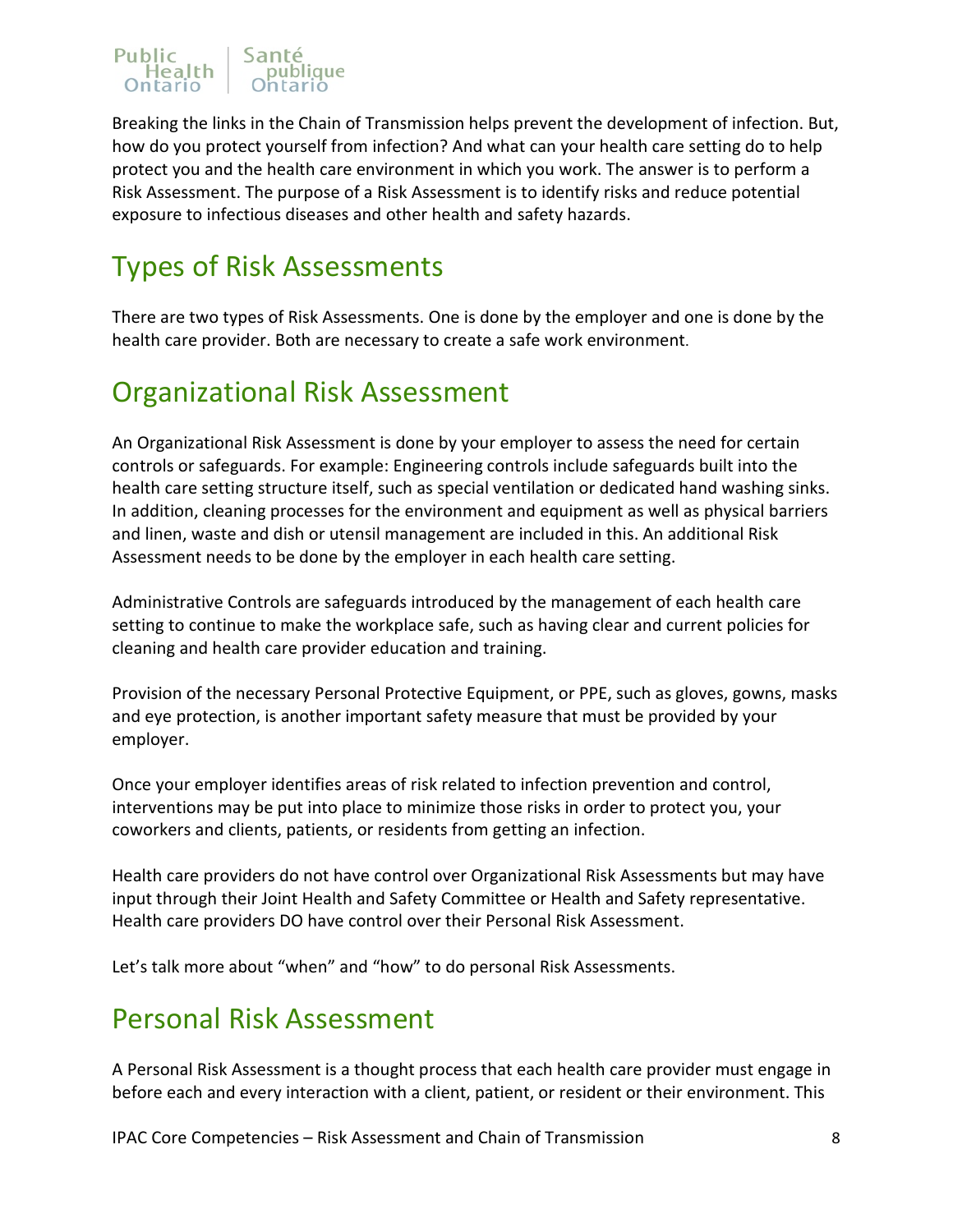Breaking the links in the Chain of Transmission helps prevent the development of infection. But, how do you protect yourself from infection? And what can your health care setting do to help protect you and the health care environment in which you work. The answer is to perform a Risk Assessment. The purpose of a Risk Assessment is to identify risks and reduce potential exposure to infectious diseases and other health and safety hazards.

## Types of Risk Assessments

There are two types of Risk Assessments. One is done by the employer and one is done by the health care provider. Both are necessary to create a safe work environment.

## Organizational Risk Assessment

An Organizational Risk Assessment is done by your employer to assess the need for certain controls or safeguards. For example: Engineering controls include safeguards built into the health care setting structure itself, such as special ventilation or dedicated hand washing sinks. In addition, cleaning processes for the environment and equipment as well as physical barriers and linen, waste and dish or utensil management are included in this. An additional Risk Assessment needs to be done by the employer in each health care setting.

Administrative Controls are safeguards introduced by the management of each health care setting to continue to make the workplace safe, such as having clear and current policies for cleaning and health care provider education and training.

Provision of the necessary Personal Protective Equipment, or PPE, such as gloves, gowns, masks and eye protection, is another important safety measure that must be provided by your employer.

Once your employer identifies areas of risk related to infection prevention and control, interventions may be put into place to minimize those risks in order to protect you, your coworkers and clients, patients, or residents from getting an infection.

Health care providers do not have control over Organizational Risk Assessments but may have input through their Joint Health and Safety Committee or Health and Safety representative. Health care providers DO have control over their Personal Risk Assessment.

Let's talk more about "when" and "how" to do personal Risk Assessments.

## Personal Risk Assessment

A Personal Risk Assessment is a thought process that each health care provider must engage in before each and every interaction with a client, patient, or resident or their environment. This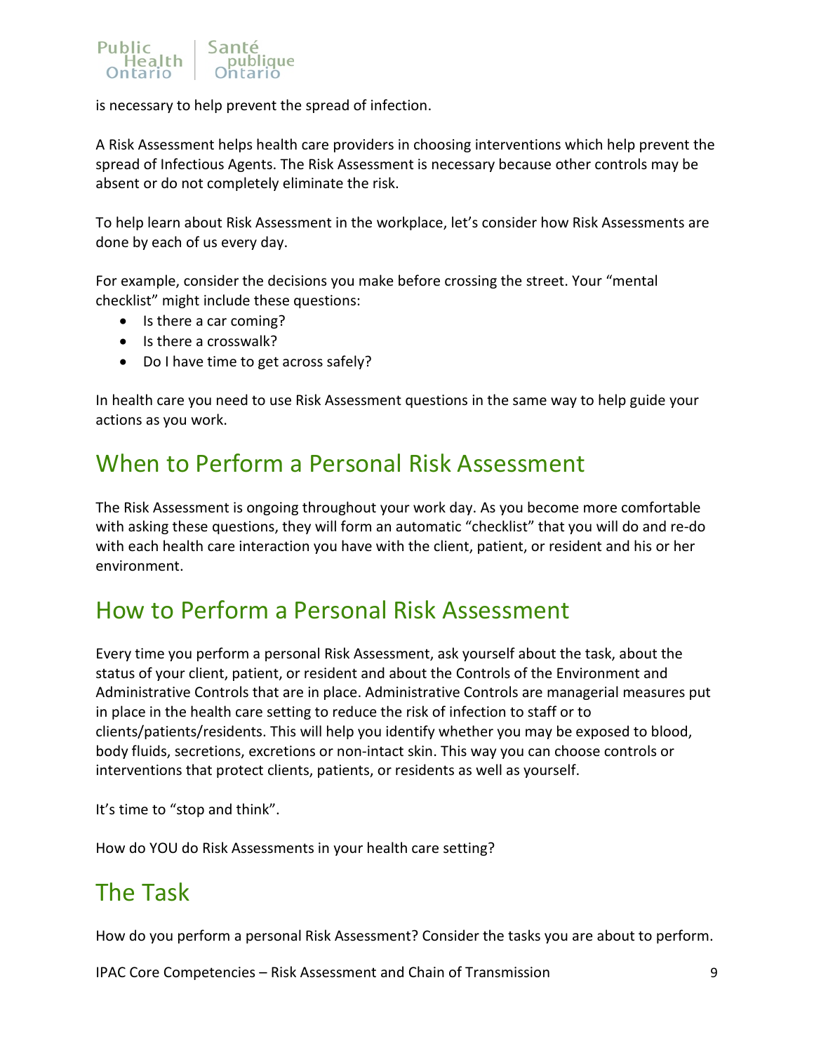is necessary to help prevent the spread of infection.

A Risk Assessment helps health care providers in choosing interventions which help prevent the spread of Infectious Agents. The Risk Assessment is necessary because other controls may be absent or do not completely eliminate the risk.

To help learn about Risk Assessment in the workplace, let's consider how Risk Assessments are done by each of us every day.

For example, consider the decisions you make before crossing the street. Your "mental checklist" might include these questions:

- Is there a car coming?
- Is there a crosswalk?
- Do I have time to get across safely?

In health care you need to use Risk Assessment questions in the same way to help guide your actions as you work.

## When to Perform a Personal Risk Assessment

The Risk Assessment is ongoing throughout your work day. As you become more comfortable with asking these questions, they will form an automatic "checklist" that you will do and re-do with each health care interaction you have with the client, patient, or resident and his or her environment.

## How to Perform a Personal Risk Assessment

Every time you perform a personal Risk Assessment, ask yourself about the task, about the status of your client, patient, or resident and about the Controls of the Environment and Administrative Controls that are in place. Administrative Controls are managerial measures put in place in the health care setting to reduce the risk of infection to staff or to clients/patients/residents. This will help you identify whether you may be exposed to blood, body fluids, secretions, excretions or non-intact skin. This way you can choose controls or interventions that protect clients, patients, or residents as well as yourself.

It's time to "stop and think".

How do YOU do Risk Assessments in your health care setting?

## The Task

How do you perform a personal Risk Assessment? Consider the tasks you are about to perform.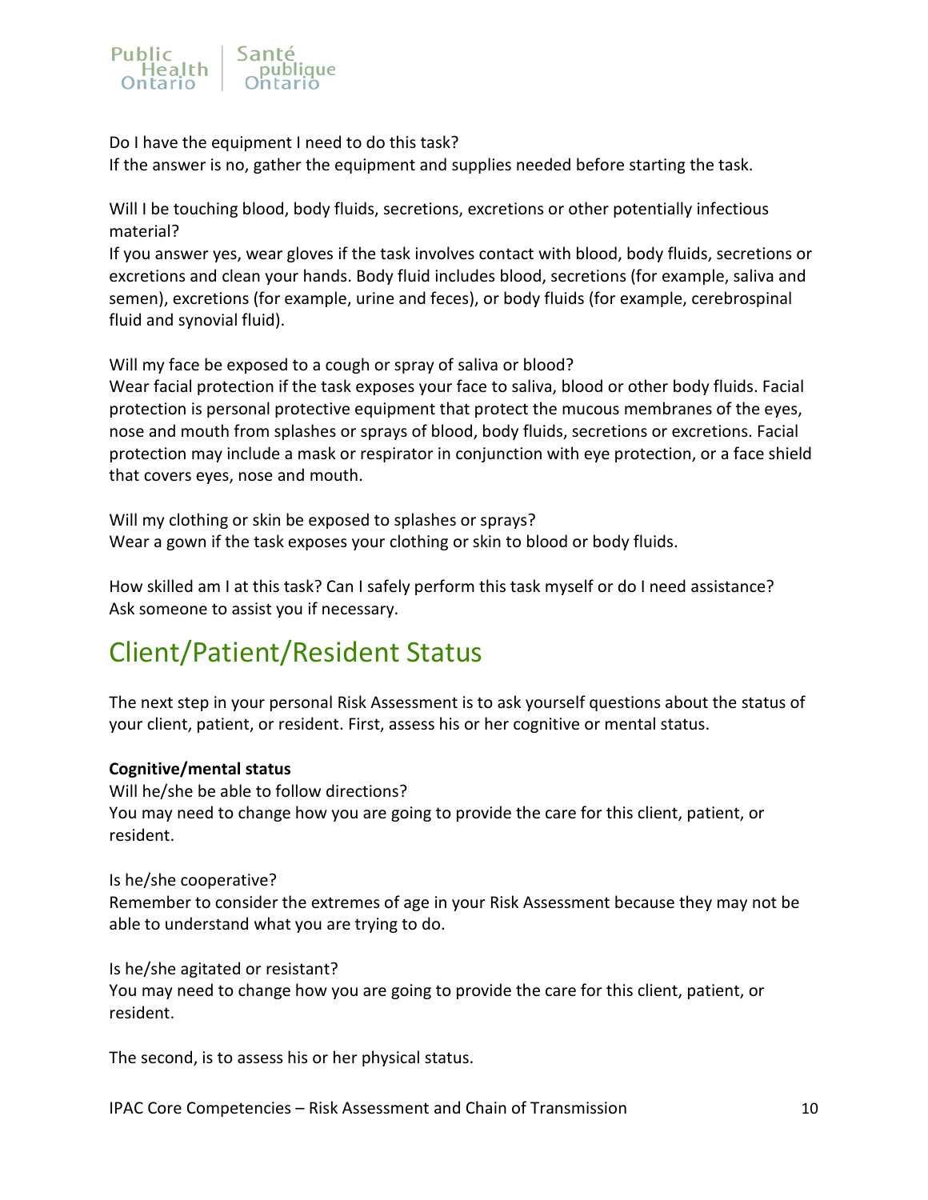Do I have the equipment I need to do this task?
If the answer is no, gather the equipment and supplies needed before starting the task.

Will I be touching blood, body fluids, secretions, excretions or other potentially infectious material?
If you answer yes, wear gloves if the task involves contact with blood, body fluids, secretions or excretions and clean your hands. Body fluid includes blood, secretions (for example, saliva and semen), excretions (for example, urine and feces), or body fluids (for example, cerebrospinal fluid and synovial fluid).

Will my face be exposed to a cough or spray of saliva or blood?
Wear facial protection if the task exposes your face to saliva, blood or other body fluids. Facial protection is personal protective equipment that protect the mucous membranes of the eyes, nose and mouth from splashes or sprays of blood, body fluids, secretions or excretions. Facial protection may include a mask or respirator in conjunction with eye protection, or a face shield that covers eyes, nose and mouth.

Will my clothing or skin be exposed to splashes or sprays?
Wear a gown if the task exposes your clothing or skin to blood or body fluids.

How skilled am I at this task? Can I safely perform this task myself or do I need assistance?
Ask someone to assist you if necessary.

## Client/Patient/Resident Status

The next step in your personal Risk Assessment is to ask yourself questions about the status of your client, patient, or resident. First, assess his or her cognitive or mental status.

**Cognitive/mental status**

Will he/she be able to follow directions?
You may need to change how you are going to provide the care for this client, patient, or resident.

Is he/she cooperative?
Remember to consider the extremes of age in your Risk Assessment because they may not be able to understand what you are trying to do.

Is he/she agitated or resistant?
You may need to change how you are going to provide the care for this client, patient, or resident.

The second, is to assess his or her physical status.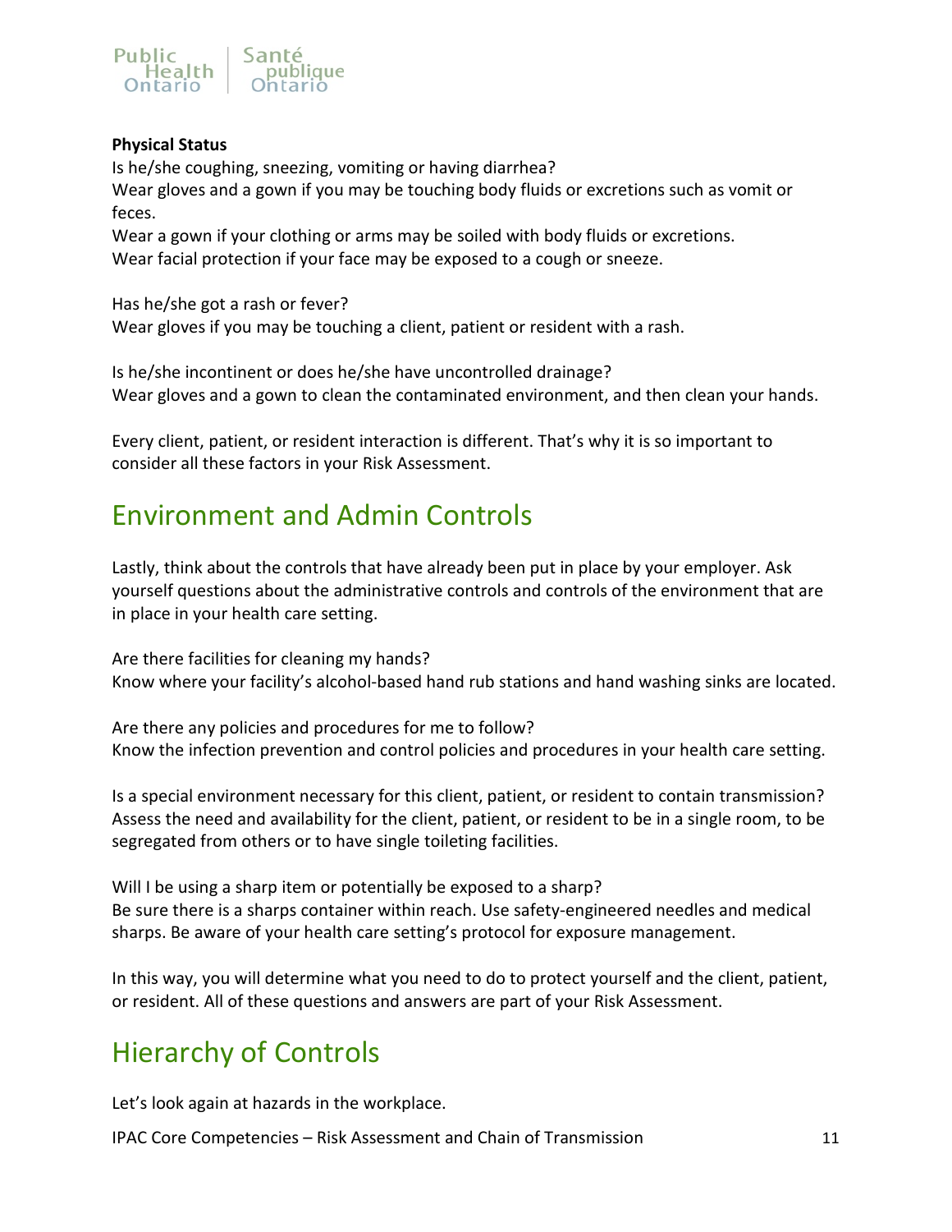**Physical Status**

Is he/she coughing, sneezing, vomiting or having diarrhea?
Wear gloves and a gown if you may be touching body fluids or excretions such as vomit or feces.
Wear a gown if your clothing or arms may be soiled with body fluids or excretions.
Wear facial protection if your face may be exposed to a cough or sneeze.

Has he/she got a rash or fever?
Wear gloves if you may be touching a client, patient or resident with a rash.

Is he/she incontinent or does he/she have uncontrolled drainage?
Wear gloves and a gown to clean the contaminated environment, and then clean your hands.

Every client, patient, or resident interaction is different. That's why it is so important to consider all these factors in your Risk Assessment.

## Environment and Admin Controls

Lastly, think about the controls that have already been put in place by your employer. Ask yourself questions about the administrative controls and controls of the environment that are in place in your health care setting.

Are there facilities for cleaning my hands?
Know where your facility's alcohol-based hand rub stations and hand washing sinks are located.

Are there any policies and procedures for me to follow?
Know the infection prevention and control policies and procedures in your health care setting.

Is a special environment necessary for this client, patient, or resident to contain transmission?
Assess the need and availability for the client, patient, or resident to be in a single room, to be segregated from others or to have single toileting facilities.

Will I be using a sharp item or potentially be exposed to a sharp?
Be sure there is a sharps container within reach. Use safety-engineered needles and medical sharps. Be aware of your health care setting's protocol for exposure management.

In this way, you will determine what you need to do to protect yourself and the client, patient, or resident. All of these questions and answers are part of your Risk Assessment.

## Hierarchy of Controls

Let's look again at hazards in the workplace.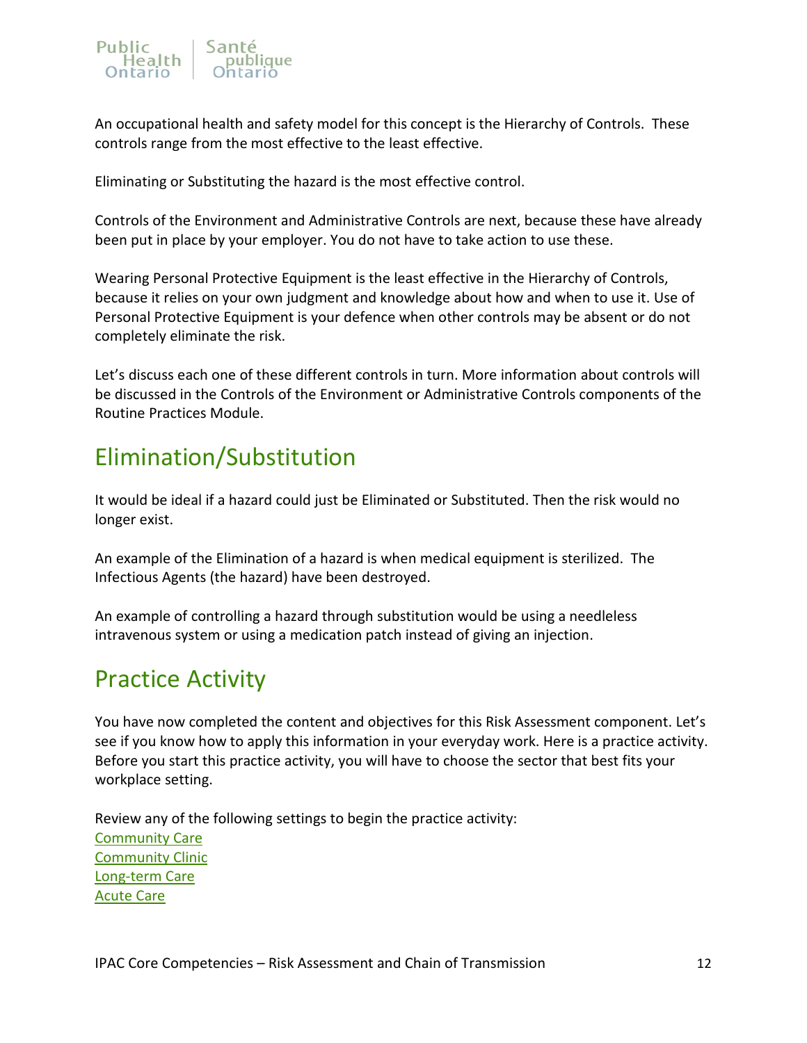An occupational health and safety model for this concept is the Hierarchy of Controls. These controls range from the most effective to the least effective.

Eliminating or Substituting the hazard is the most effective control.

Controls of the Environment and Administrative Controls are next, because these have already been put in place by your employer. You do not have to take action to use these.

Wearing Personal Protective Equipment is the least effective in the Hierarchy of Controls, because it relies on your own judgment and knowledge about how and when to use it. Use of Personal Protective Equipment is your defence when other controls may be absent or do not completely eliminate the risk.

Let's discuss each one of these different controls in turn. More information about controls will be discussed in the Controls of the Environment or Administrative Controls components of the Routine Practices Module.

## Elimination/Substitution

It would be ideal if a hazard could just be Eliminated or Substituted. Then the risk would no longer exist.

An example of the Elimination of a hazard is when medical equipment is sterilized. The Infectious Agents (the hazard) have been destroyed.

An example of controlling a hazard through substitution would be using a needleless intravenous system or using a medication patch instead of giving an injection.

## Practice Activity

You have now completed the content and objectives for this Risk Assessment component. Let's see if you know how to apply this information in your everyday work. Here is a practice activity. Before you start this practice activity, you will have to choose the sector that best fits your workplace setting.

Review any of the following settings to begin the practice activity:  
Community Care  
Community Clinic  
Long-term Care  
Acute Care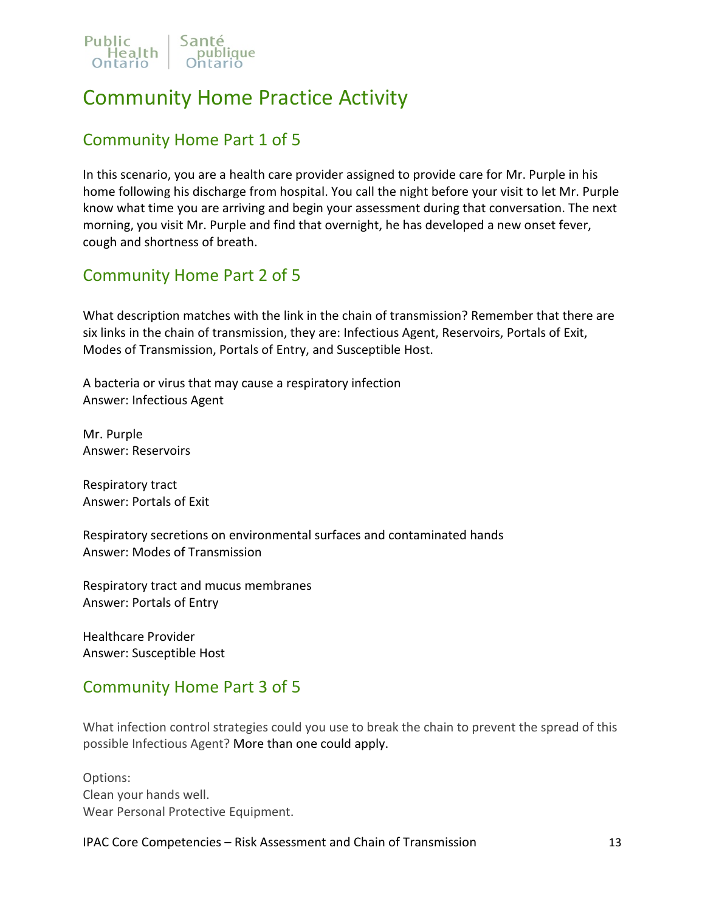# Community Home Practice Activity

## Community Home Part 1 of 5

In this scenario, you are a health care provider assigned to provide care for Mr. Purple in his home following his discharge from hospital. You call the night before your visit to let Mr. Purple know what time you are arriving and begin your assessment during that conversation. The next morning, you visit Mr. Purple and find that overnight, he has developed a new onset fever, cough and shortness of breath.

## Community Home Part 2 of 5

What description matches with the link in the chain of transmission? Remember that there are six links in the chain of transmission, they are: Infectious Agent, Reservoirs, Portals of Exit, Modes of Transmission, Portals of Entry, and Susceptible Host.

A bacteria or virus that may cause a respiratory infection
Answer: Infectious Agent

Mr. Purple
Answer: Reservoirs

Respiratory tract
Answer: Portals of Exit

Respiratory secretions on environmental surfaces and contaminated hands
Answer: Modes of Transmission

Respiratory tract and mucus membranes
Answer: Portals of Entry

Healthcare Provider
Answer: Susceptible Host

## Community Home Part 3 of 5

What infection control strategies could you use to break the chain to prevent the spread of this possible Infectious Agent? More than one could apply.

Options:
Clean your hands well.
Wear Personal Protective Equipment.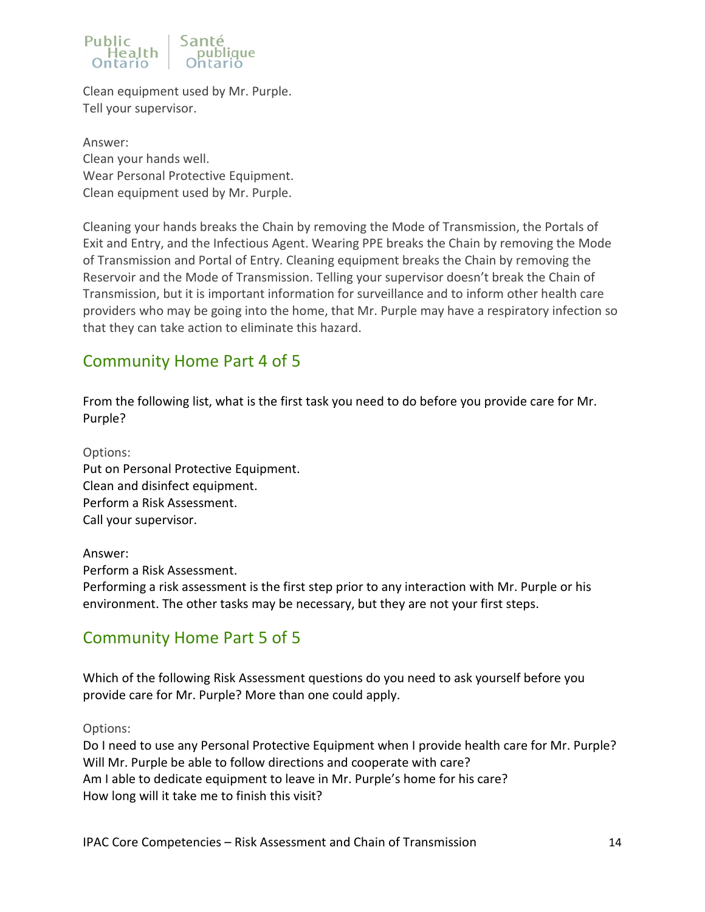Clean equipment used by Mr. Purple.
Tell your supervisor.

Answer:
Clean your hands well.
Wear Personal Protective Equipment.
Clean equipment used by Mr. Purple.

Cleaning your hands breaks the Chain by removing the Mode of Transmission, the Portals of Exit and Entry, and the Infectious Agent. Wearing PPE breaks the Chain by removing the Mode of Transmission and Portal of Entry. Cleaning equipment breaks the Chain by removing the Reservoir and the Mode of Transmission. Telling your supervisor doesn't break the Chain of Transmission, but it is important information for surveillance and to inform other health care providers who may be going into the home, that Mr. Purple may have a respiratory infection so that they can take action to eliminate this hazard.

## Community Home Part 4 of 5

From the following list, what is the first task you need to do before you provide care for Mr. Purple?

Options:
Put on Personal Protective Equipment.
Clean and disinfect equipment.
Perform a Risk Assessment.
Call your supervisor.

Answer:
Perform a Risk Assessment.
Performing a risk assessment is the first step prior to any interaction with Mr. Purple or his environment. The other tasks may be necessary, but they are not your first steps.

## Community Home Part 5 of 5

Which of the following Risk Assessment questions do you need to ask yourself before you provide care for Mr. Purple? More than one could apply.

Options:
Do I need to use any Personal Protective Equipment when I provide health care for Mr. Purple?
Will Mr. Purple be able to follow directions and cooperate with care?
Am I able to dedicate equipment to leave in Mr. Purple's home for his care?
How long will it take me to finish this visit?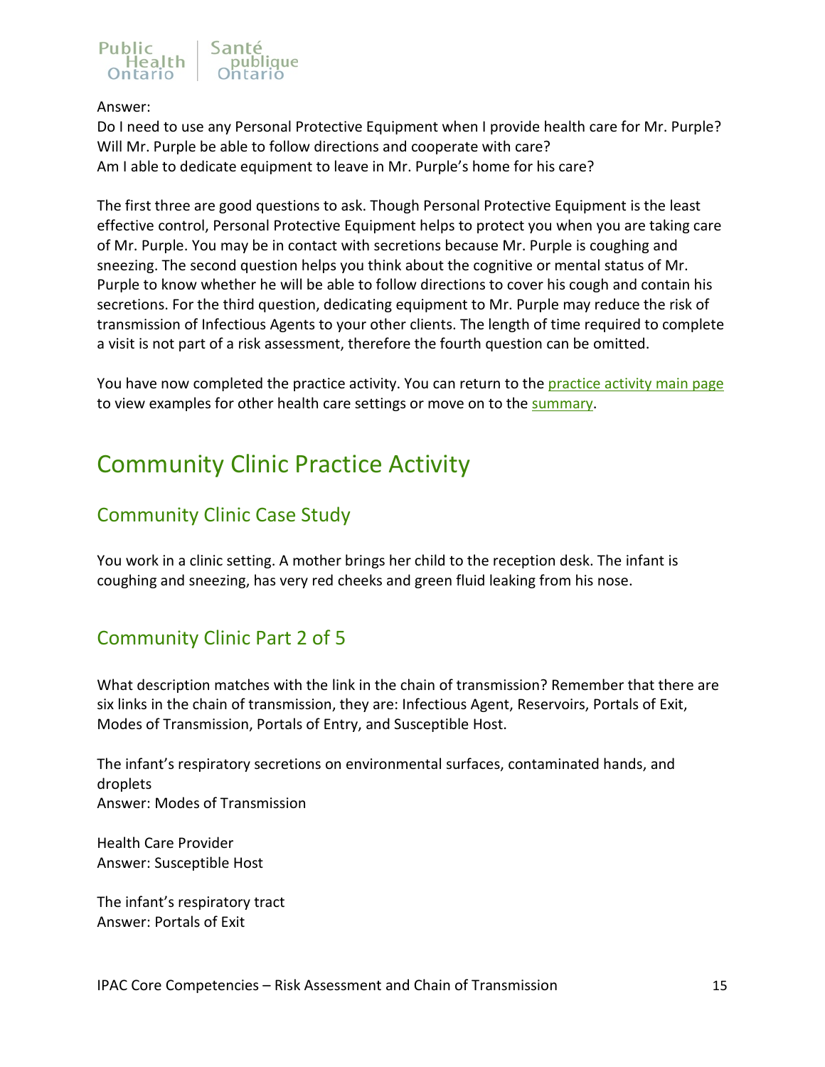Answer:
Do I need to use any Personal Protective Equipment when I provide health care for Mr. Purple?
Will Mr. Purple be able to follow directions and cooperate with care?
Am I able to dedicate equipment to leave in Mr. Purple's home for his care?

The first three are good questions to ask. Though Personal Protective Equipment is the least effective control, Personal Protective Equipment helps to protect you when you are taking care of Mr. Purple. You may be in contact with secretions because Mr. Purple is coughing and sneezing. The second question helps you think about the cognitive or mental status of Mr. Purple to know whether he will be able to follow directions to cover his cough and contain his secretions. For the third question, dedicating equipment to Mr. Purple may reduce the risk of transmission of Infectious Agents to your other clients. The length of time required to complete a visit is not part of a risk assessment, therefore the fourth question can be omitted.

You have now completed the practice activity. You can return to the practice activity main page to view examples for other health care settings or move on to the summary.

# Community Clinic Practice Activity

## Community Clinic Case Study

You work in a clinic setting. A mother brings her child to the reception desk. The infant is coughing and sneezing, has very red cheeks and green fluid leaking from his nose.

## Community Clinic Part 2 of 5

What description matches with the link in the chain of transmission? Remember that there are six links in the chain of transmission, they are: Infectious Agent, Reservoirs, Portals of Exit, Modes of Transmission, Portals of Entry, and Susceptible Host.

The infant's respiratory secretions on environmental surfaces, contaminated hands, and droplets
Answer: Modes of Transmission

Health Care Provider
Answer: Susceptible Host

The infant's respiratory tract
Answer: Portals of Exit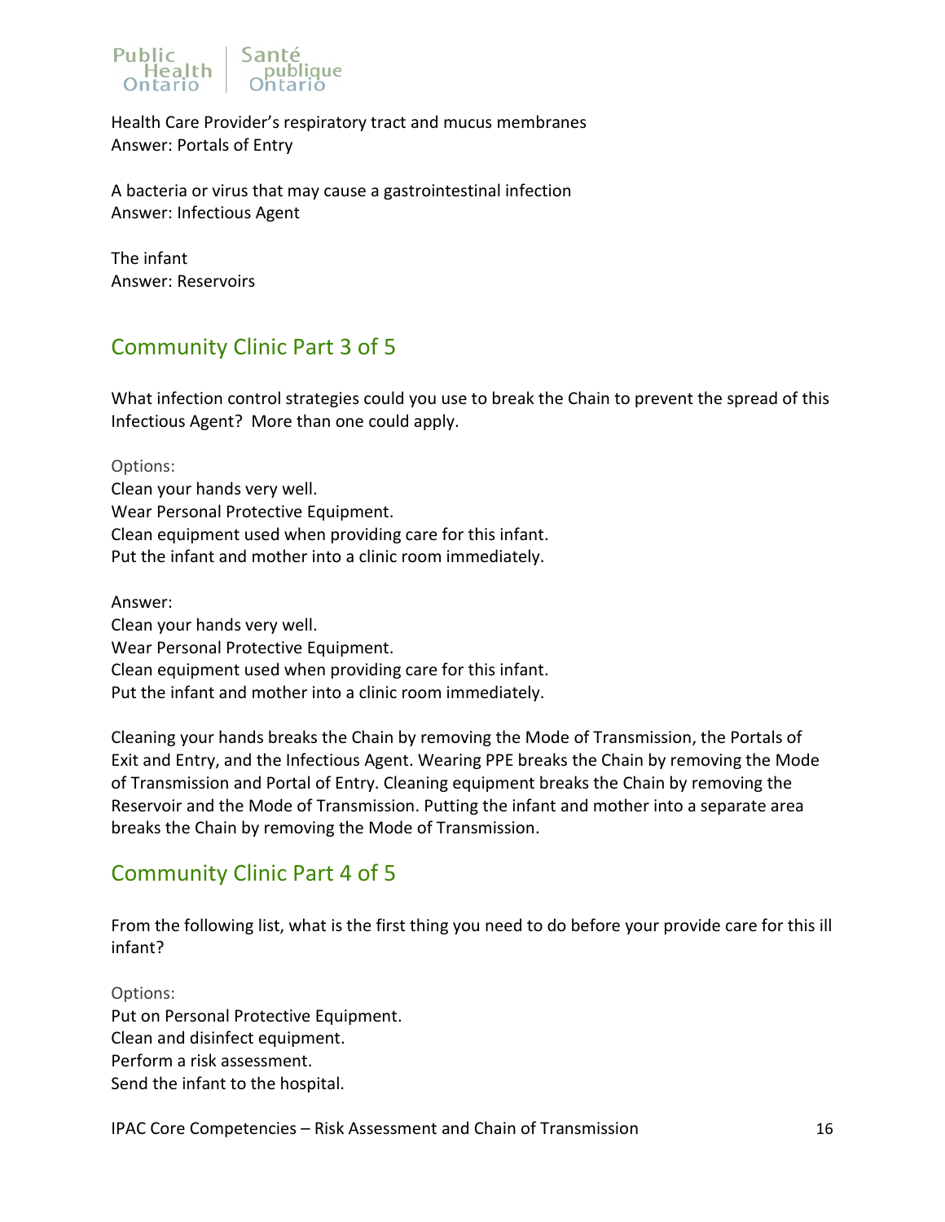Health Care Provider's respiratory tract and mucus membranes
Answer: Portals of Entry

A bacteria or virus that may cause a gastrointestinal infection
Answer: Infectious Agent

The infant
Answer: Reservoirs

## Community Clinic Part 3 of 5

What infection control strategies could you use to break the Chain to prevent the spread of this Infectious Agent? More than one could apply.

Options:
Clean your hands very well.
Wear Personal Protective Equipment.
Clean equipment used when providing care for this infant.
Put the infant and mother into a clinic room immediately.

Answer:
Clean your hands very well.
Wear Personal Protective Equipment.
Clean equipment used when providing care for this infant.
Put the infant and mother into a clinic room immediately.

Cleaning your hands breaks the Chain by removing the Mode of Transmission, the Portals of Exit and Entry, and the Infectious Agent. Wearing PPE breaks the Chain by removing the Mode of Transmission and Portal of Entry. Cleaning equipment breaks the Chain by removing the Reservoir and the Mode of Transmission. Putting the infant and mother into a separate area breaks the Chain by removing the Mode of Transmission.

## Community Clinic Part 4 of 5

From the following list, what is the first thing you need to do before your provide care for this ill infant?

Options:
Put on Personal Protective Equipment.
Clean and disinfect equipment.
Perform a risk assessment.
Send the infant to the hospital.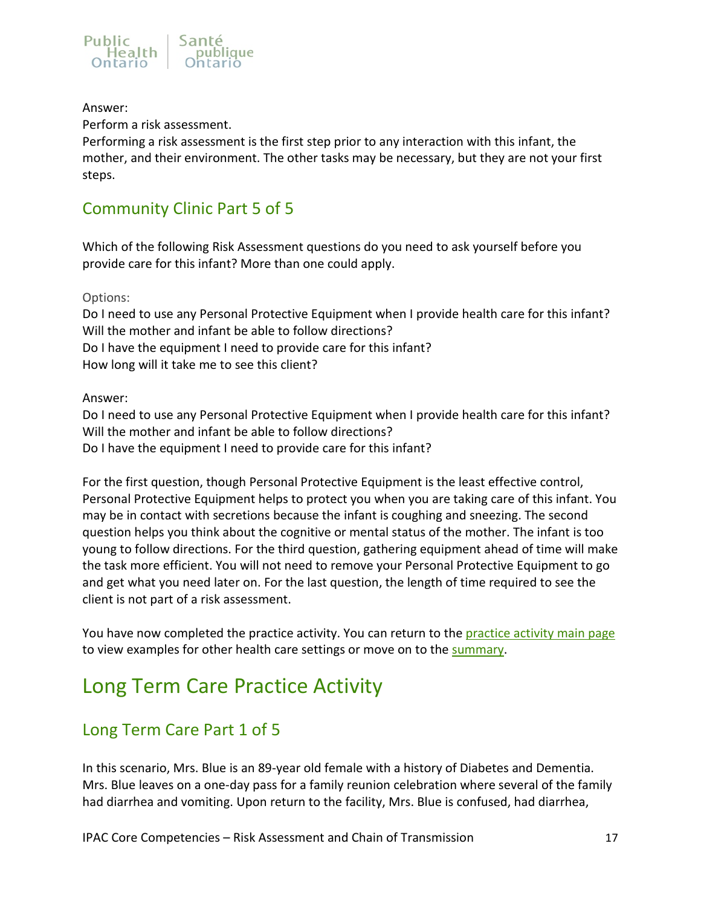Answer:

Perform a risk assessment.

Performing a risk assessment is the first step prior to any interaction with this infant, the mother, and their environment. The other tasks may be necessary, but they are not your first steps.

## Community Clinic Part 5 of 5

Which of the following Risk Assessment questions do you need to ask yourself before you provide care for this infant? More than one could apply.

Options:

Do I need to use any Personal Protective Equipment when I provide health care for this infant?
Will the mother and infant be able to follow directions?
Do I have the equipment I need to provide care for this infant?
How long will it take me to see this client?

Answer:

Do I need to use any Personal Protective Equipment when I provide health care for this infant?
Will the mother and infant be able to follow directions?
Do I have the equipment I need to provide care for this infant?

For the first question, though Personal Protective Equipment is the least effective control, Personal Protective Equipment helps to protect you when you are taking care of this infant. You may be in contact with secretions because the infant is coughing and sneezing. The second question helps you think about the cognitive or mental status of the mother. The infant is too young to follow directions. For the third question, gathering equipment ahead of time will make the task more efficient. You will not need to remove your Personal Protective Equipment to go and get what you need later on. For the last question, the length of time required to see the client is not part of a risk assessment.

You have now completed the practice activity. You can return to the practice activity main page to view examples for other health care settings or move on to the summary.

# Long Term Care Practice Activity

## Long Term Care Part 1 of 5

In this scenario, Mrs. Blue is an 89-year old female with a history of Diabetes and Dementia. Mrs. Blue leaves on a one-day pass for a family reunion celebration where several of the family had diarrhea and vomiting. Upon return to the facility, Mrs. Blue is confused, had diarrhea,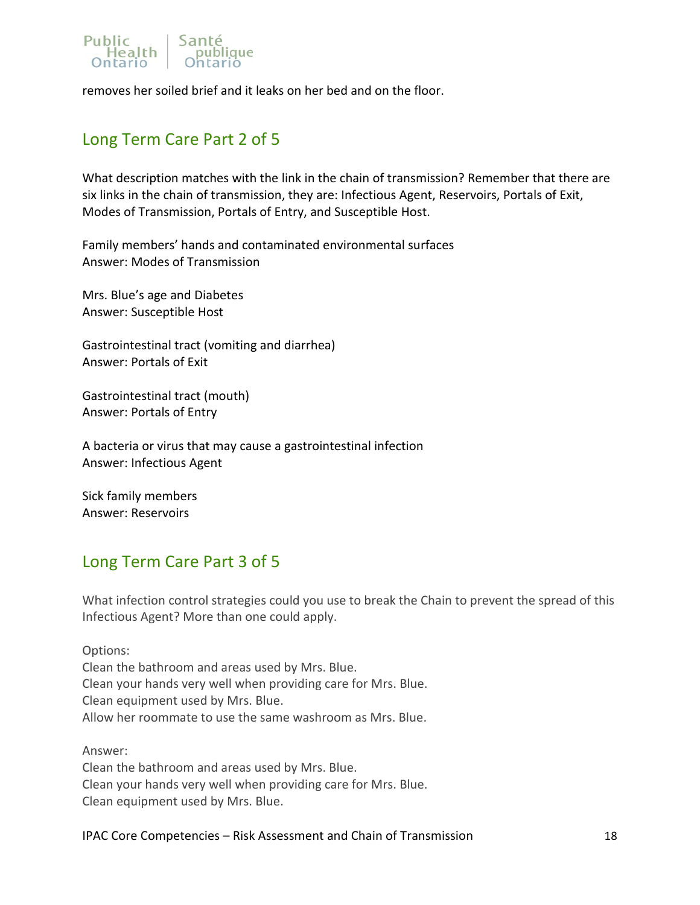removes her soiled brief and it leaks on her bed and on the floor.

## Long Term Care Part 2 of 5

What description matches with the link in the chain of transmission? Remember that there are six links in the chain of transmission, they are: Infectious Agent, Reservoirs, Portals of Exit, Modes of Transmission, Portals of Entry, and Susceptible Host.

Family members' hands and contaminated environmental surfaces
Answer: Modes of Transmission

Mrs. Blue's age and Diabetes
Answer: Susceptible Host

Gastrointestinal tract (vomiting and diarrhea)
Answer: Portals of Exit

Gastrointestinal tract (mouth)
Answer: Portals of Entry

A bacteria or virus that may cause a gastrointestinal infection
Answer: Infectious Agent

Sick family members
Answer: Reservoirs

## Long Term Care Part 3 of 5

What infection control strategies could you use to break the Chain to prevent the spread of this Infectious Agent? More than one could apply.

Options:
Clean the bathroom and areas used by Mrs. Blue.
Clean your hands very well when providing care for Mrs. Blue.
Clean equipment used by Mrs. Blue.
Allow her roommate to use the same washroom as Mrs. Blue.

Answer:
Clean the bathroom and areas used by Mrs. Blue.
Clean your hands very well when providing care for Mrs. Blue.
Clean equipment used by Mrs. Blue.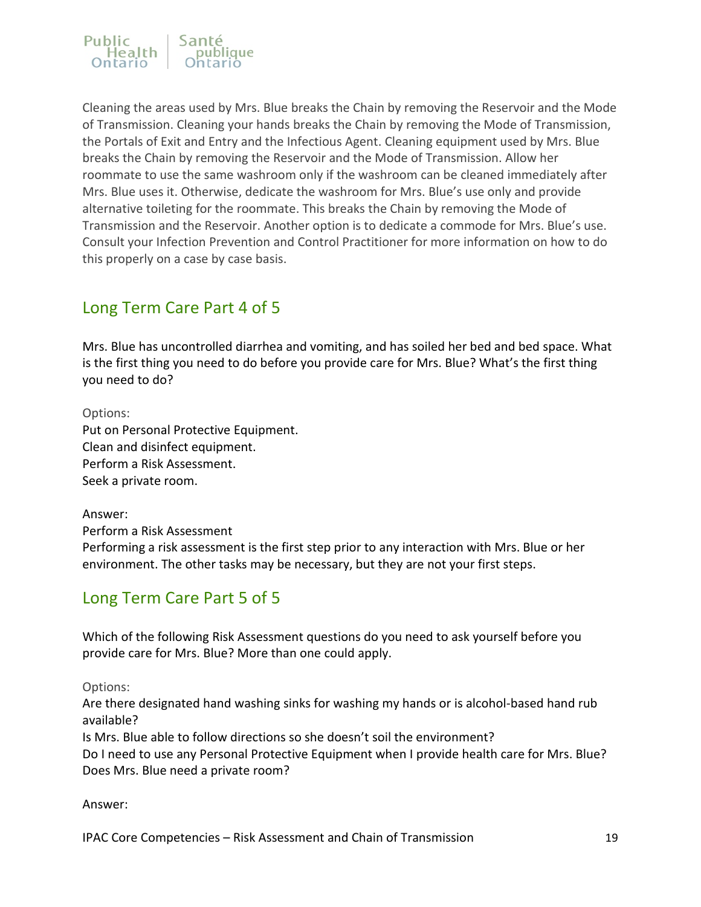Cleaning the areas used by Mrs. Blue breaks the Chain by removing the Reservoir and the Mode of Transmission. Cleaning your hands breaks the Chain by removing the Mode of Transmission, the Portals of Exit and Entry and the Infectious Agent. Cleaning equipment used by Mrs. Blue breaks the Chain by removing the Reservoir and the Mode of Transmission. Allow her roommate to use the same washroom only if the washroom can be cleaned immediately after Mrs. Blue uses it. Otherwise, dedicate the washroom for Mrs. Blue's use only and provide alternative toileting for the roommate. This breaks the Chain by removing the Mode of Transmission and the Reservoir. Another option is to dedicate a commode for Mrs. Blue's use. Consult your Infection Prevention and Control Practitioner for more information on how to do this properly on a case by case basis.

## Long Term Care Part 4 of 5

Mrs. Blue has uncontrolled diarrhea and vomiting, and has soiled her bed and bed space. What is the first thing you need to do before you provide care for Mrs. Blue? What's the first thing you need to do?

Options:
Put on Personal Protective Equipment.
Clean and disinfect equipment.
Perform a Risk Assessment.
Seek a private room.

Answer:
Perform a Risk Assessment
Performing a risk assessment is the first step prior to any interaction with Mrs. Blue or her environment. The other tasks may be necessary, but they are not your first steps.

## Long Term Care Part 5 of 5

Which of the following Risk Assessment questions do you need to ask yourself before you provide care for Mrs. Blue? More than one could apply.

Options:
Are there designated hand washing sinks for washing my hands or is alcohol-based hand rub available?
Is Mrs. Blue able to follow directions so she doesn't soil the environment?
Do I need to use any Personal Protective Equipment when I provide health care for Mrs. Blue?
Does Mrs. Blue need a private room?

Answer: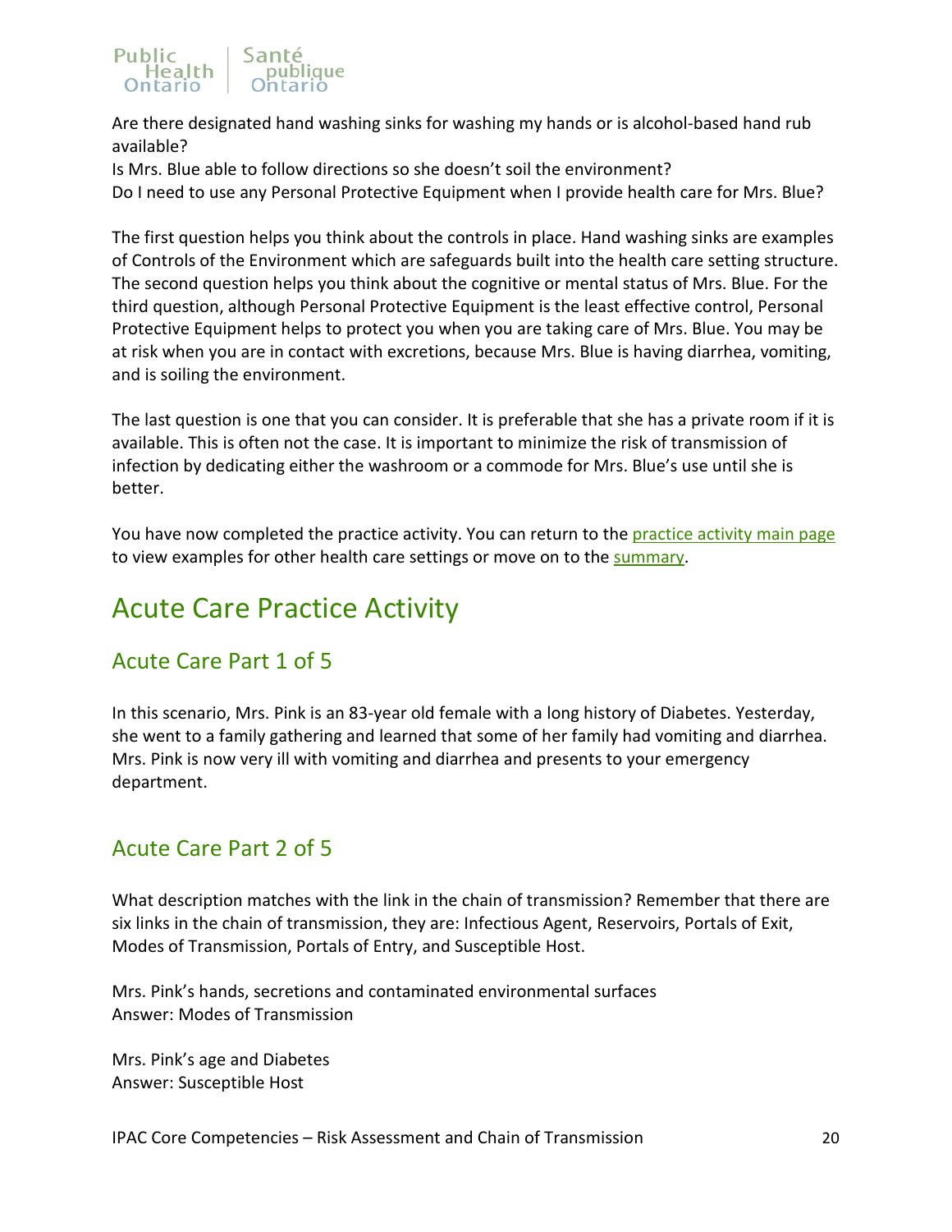Are there designated hand washing sinks for washing my hands or is alcohol-based hand rub available?
Is Mrs. Blue able to follow directions so she doesn't soil the environment?
Do I need to use any Personal Protective Equipment when I provide health care for Mrs. Blue?

The first question helps you think about the controls in place. Hand washing sinks are examples of Controls of the Environment which are safeguards built into the health care setting structure. The second question helps you think about the cognitive or mental status of Mrs. Blue. For the third question, although Personal Protective Equipment is the least effective control, Personal Protective Equipment helps to protect you when you are taking care of Mrs. Blue. You may be at risk when you are in contact with excretions, because Mrs. Blue is having diarrhea, vomiting, and is soiling the environment.

The last question is one that you can consider. It is preferable that she has a private room if it is available. This is often not the case. It is important to minimize the risk of transmission of infection by dedicating either the washroom or a commode for Mrs. Blue's use until she is better.

You have now completed the practice activity. You can return to the practice activity main page to view examples for other health care settings or move on to the summary.

# Acute Care Practice Activity

## Acute Care Part 1 of 5

In this scenario, Mrs. Pink is an 83-year old female with a long history of Diabetes. Yesterday, she went to a family gathering and learned that some of her family had vomiting and diarrhea. Mrs. Pink is now very ill with vomiting and diarrhea and presents to your emergency department.

## Acute Care Part 2 of 5

What description matches with the link in the chain of transmission? Remember that there are six links in the chain of transmission, they are: Infectious Agent, Reservoirs, Portals of Exit, Modes of Transmission, Portals of Entry, and Susceptible Host.

Mrs. Pink's hands, secretions and contaminated environmental surfaces
Answer: Modes of Transmission

Mrs. Pink's age and Diabetes
Answer: Susceptible Host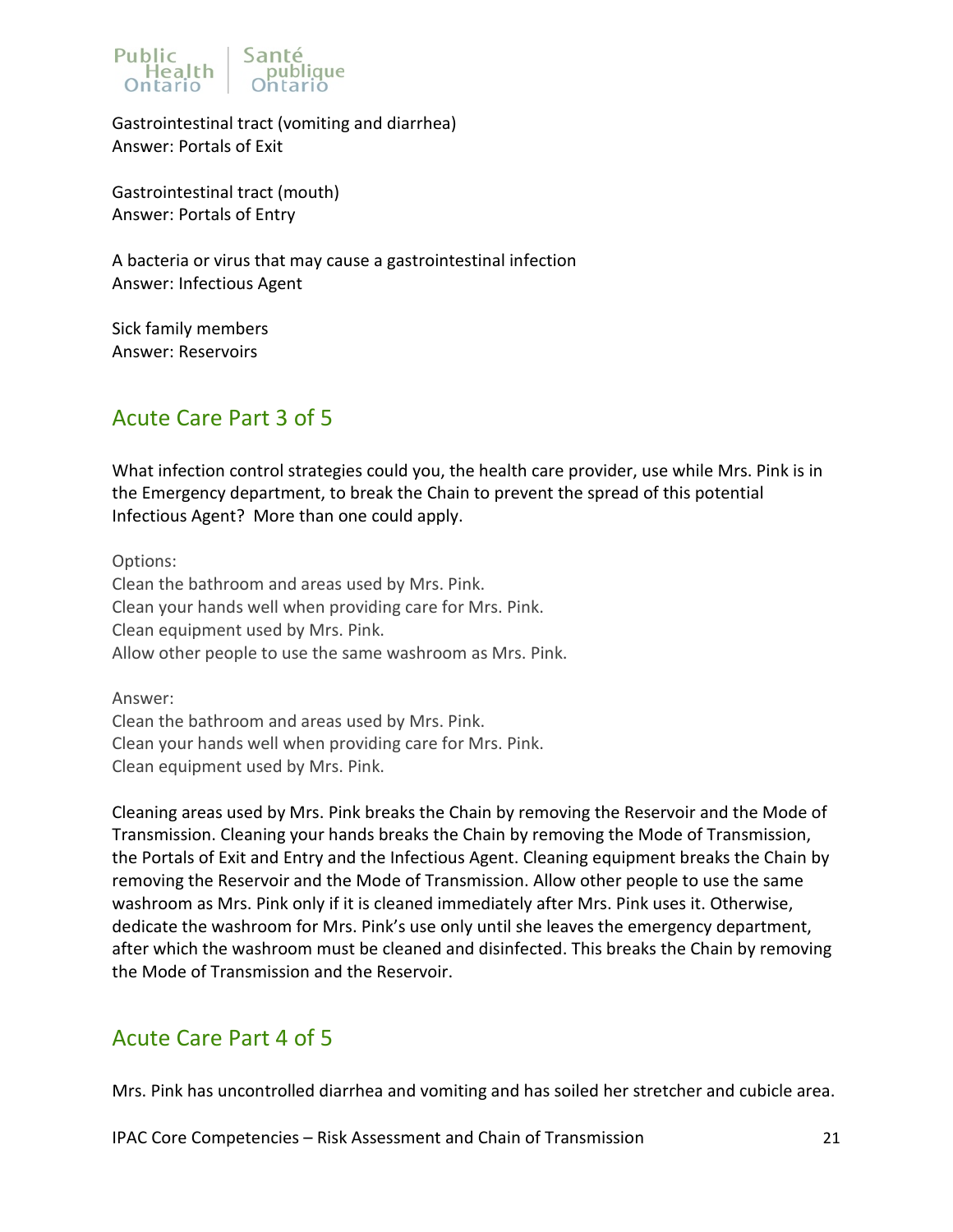Gastrointestinal tract (vomiting and diarrhea)
Answer: Portals of Exit

Gastrointestinal tract (mouth)
Answer: Portals of Entry

A bacteria or virus that may cause a gastrointestinal infection
Answer: Infectious Agent

Sick family members
Answer: Reservoirs

## Acute Care Part 3 of 5

What infection control strategies could you, the health care provider, use while Mrs. Pink is in the Emergency department, to break the Chain to prevent the spread of this potential Infectious Agent? More than one could apply.

Options:
Clean the bathroom and areas used by Mrs. Pink.
Clean your hands well when providing care for Mrs. Pink.
Clean equipment used by Mrs. Pink.
Allow other people to use the same washroom as Mrs. Pink.

Answer:
Clean the bathroom and areas used by Mrs. Pink.
Clean your hands well when providing care for Mrs. Pink.
Clean equipment used by Mrs. Pink.

Cleaning areas used by Mrs. Pink breaks the Chain by removing the Reservoir and the Mode of Transmission. Cleaning your hands breaks the Chain by removing the Mode of Transmission, the Portals of Exit and Entry and the Infectious Agent. Cleaning equipment breaks the Chain by removing the Reservoir and the Mode of Transmission. Allow other people to use the same washroom as Mrs. Pink only if it is cleaned immediately after Mrs. Pink uses it. Otherwise, dedicate the washroom for Mrs. Pink's use only until she leaves the emergency department, after which the washroom must be cleaned and disinfected. This breaks the Chain by removing the Mode of Transmission and the Reservoir.

## Acute Care Part 4 of 5

Mrs. Pink has uncontrolled diarrhea and vomiting and has soiled her stretcher and cubicle area.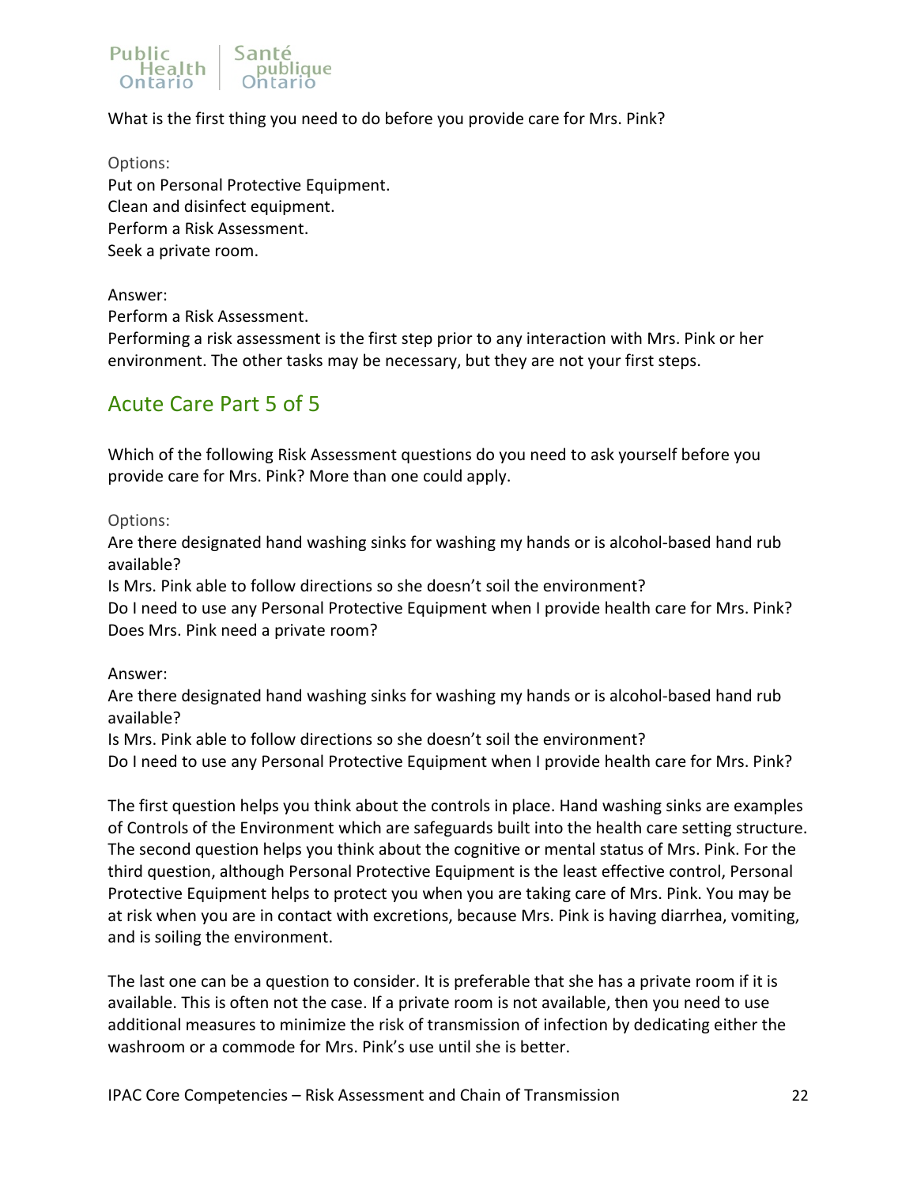What is the first thing you need to do before you provide care for Mrs. Pink?

Options:

Put on Personal Protective Equipment.
Clean and disinfect equipment.
Perform a Risk Assessment.
Seek a private room.

Answer:

Perform a Risk Assessment.
Performing a risk assessment is the first step prior to any interaction with Mrs. Pink or her environment. The other tasks may be necessary, but they are not your first steps.

## Acute Care Part 5 of 5

Which of the following Risk Assessment questions do you need to ask yourself before you provide care for Mrs. Pink? More than one could apply.

Options:

Are there designated hand washing sinks for washing my hands or is alcohol-based hand rub available?
Is Mrs. Pink able to follow directions so she doesn't soil the environment?
Do I need to use any Personal Protective Equipment when I provide health care for Mrs. Pink?
Does Mrs. Pink need a private room?

Answer:

Are there designated hand washing sinks for washing my hands or is alcohol-based hand rub available?
Is Mrs. Pink able to follow directions so she doesn't soil the environment?
Do I need to use any Personal Protective Equipment when I provide health care for Mrs. Pink?

The first question helps you think about the controls in place. Hand washing sinks are examples of Controls of the Environment which are safeguards built into the health care setting structure. The second question helps you think about the cognitive or mental status of Mrs. Pink. For the third question, although Personal Protective Equipment is the least effective control, Personal Protective Equipment helps to protect you when you are taking care of Mrs. Pink. You may be at risk when you are in contact with excretions, because Mrs. Pink is having diarrhea, vomiting, and is soiling the environment.

The last one can be a question to consider. It is preferable that she has a private room if it is available. This is often not the case. If a private room is not available, then you need to use additional measures to minimize the risk of transmission of infection by dedicating either the washroom or a commode for Mrs. Pink's use until she is better.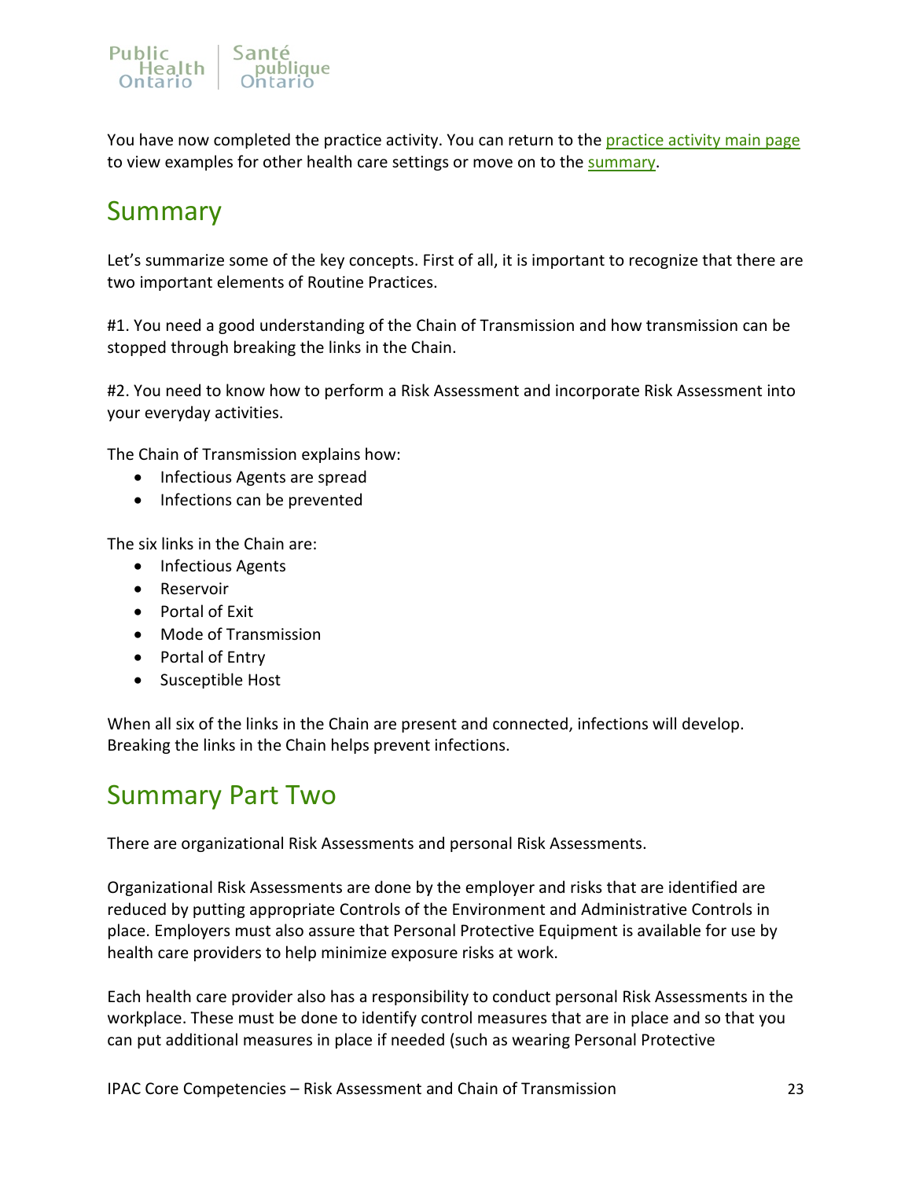You have now completed the practice activity. You can return to the practice activity main page to view examples for other health care settings or move on to the summary.

## Summary

Let's summarize some of the key concepts. First of all, it is important to recognize that there are two important elements of Routine Practices.

#1. You need a good understanding of the Chain of Transmission and how transmission can be stopped through breaking the links in the Chain.

#2. You need to know how to perform a Risk Assessment and incorporate Risk Assessment into your everyday activities.

The Chain of Transmission explains how:

- Infectious Agents are spread
- Infections can be prevented

The six links in the Chain are:

- Infectious Agents
- Reservoir
- Portal of Exit
- Mode of Transmission
- Portal of Entry
- Susceptible Host

When all six of the links in the Chain are present and connected, infections will develop. Breaking the links in the Chain helps prevent infections.

## Summary Part Two

There are organizational Risk Assessments and personal Risk Assessments.

Organizational Risk Assessments are done by the employer and risks that are identified are reduced by putting appropriate Controls of the Environment and Administrative Controls in place. Employers must also assure that Personal Protective Equipment is available for use by health care providers to help minimize exposure risks at work.

Each health care provider also has a responsibility to conduct personal Risk Assessments in the workplace. These must be done to identify control measures that are in place and so that you can put additional measures in place if needed (such as wearing Personal Protective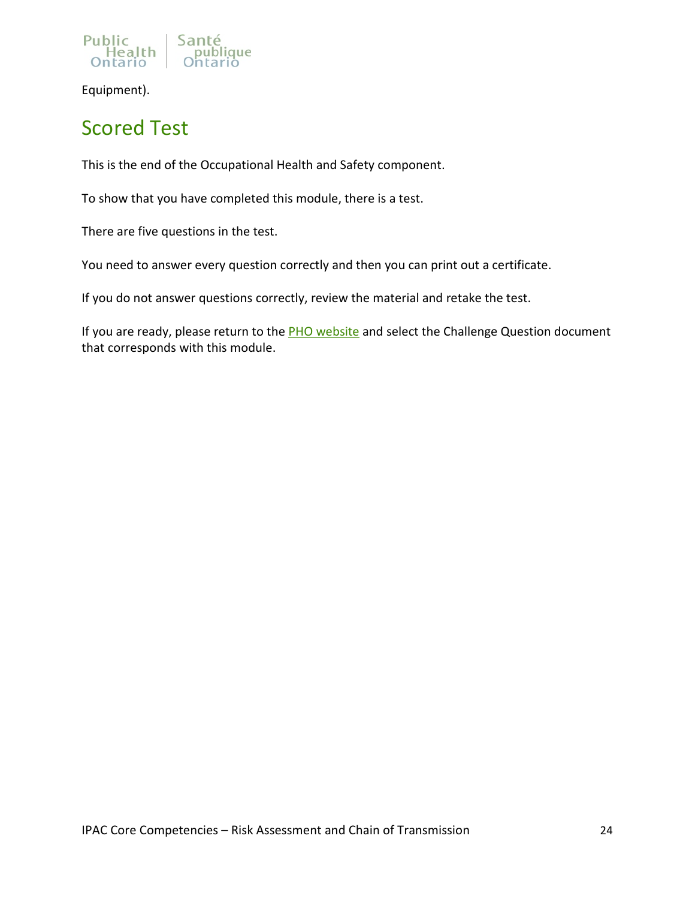Equipment).

## Scored Test

This is the end of the Occupational Health and Safety component.

To show that you have completed this module, there is a test.

There are five questions in the test.

You need to answer every question correctly and then you can print out a certificate.

If you do not answer questions correctly, review the material and retake the test.

If you are ready, please return to the PHO website and select the Challenge Question document that corresponds with this module.